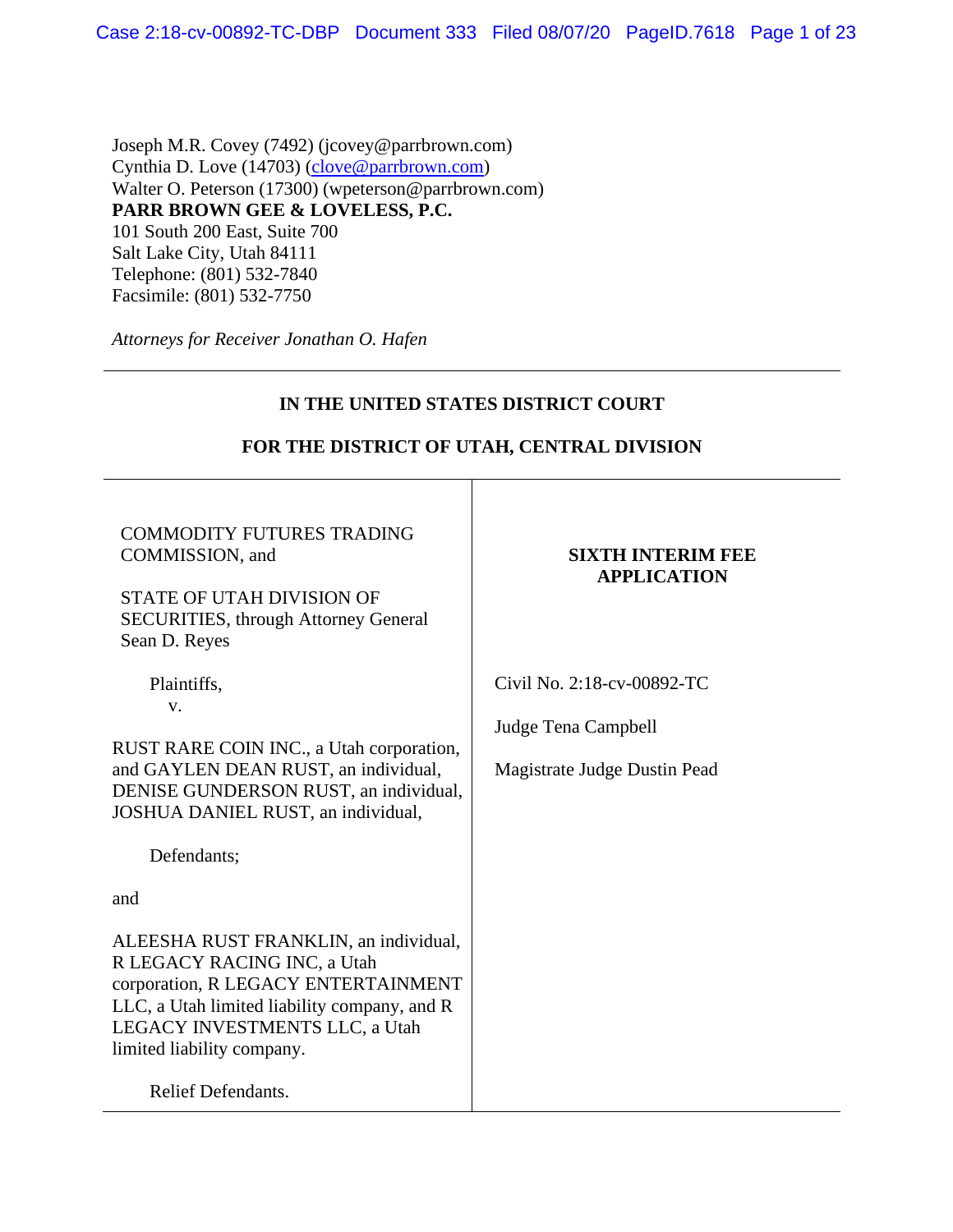Joseph M.R. Covey (7492) (jcovey@parrbrown.com)
Cynthia D. Love (14703) (clove@parrbrown.com)
Walter O. Peterson (17300) (wpeterson@parrbrown.com)
**PARR BROWN GEE & LOVELESS, P.C.**
101 South 200 East, Suite 700
Salt Lake City, Utah 84111
Telephone: (801) 532-7840
Facsimile: (801) 532-7750

*Attorneys for Receiver Jonathan O. Hafen*

**IN THE UNITED STATES DISTRICT COURT**

**FOR THE DISTRICT OF UTAH, CENTRAL DIVISION**

| | |
|---|---|
| COMMODITY FUTURES TRADING COMMISSION, and<br><br>STATE OF UTAH DIVISION OF SECURITIES, through Attorney General Sean D. Reyes<br><br>Plaintiffs,<br>v.<br><br>RUST RARE COIN INC., a Utah corporation, and GAYLEN DEAN RUST, an individual, DENISE GUNDERSON RUST, an individual, JOSHUA DANIEL RUST, an individual,<br><br>Defendants;<br><br>and<br><br>ALEESHA RUST FRANKLIN, an individual, R LEGACY RACING INC, a Utah corporation, R LEGACY ENTERTAINMENT LLC, a Utah limited liability company, and R LEGACY INVESTMENTS LLC, a Utah limited liability company.<br><br>Relief Defendants. | **SIXTH INTERIM FEE APPLICATION**<br><br>Civil No. 2:18-cv-00892-TC<br><br>Judge Tena Campbell<br><br>Magistrate Judge Dustin Pead |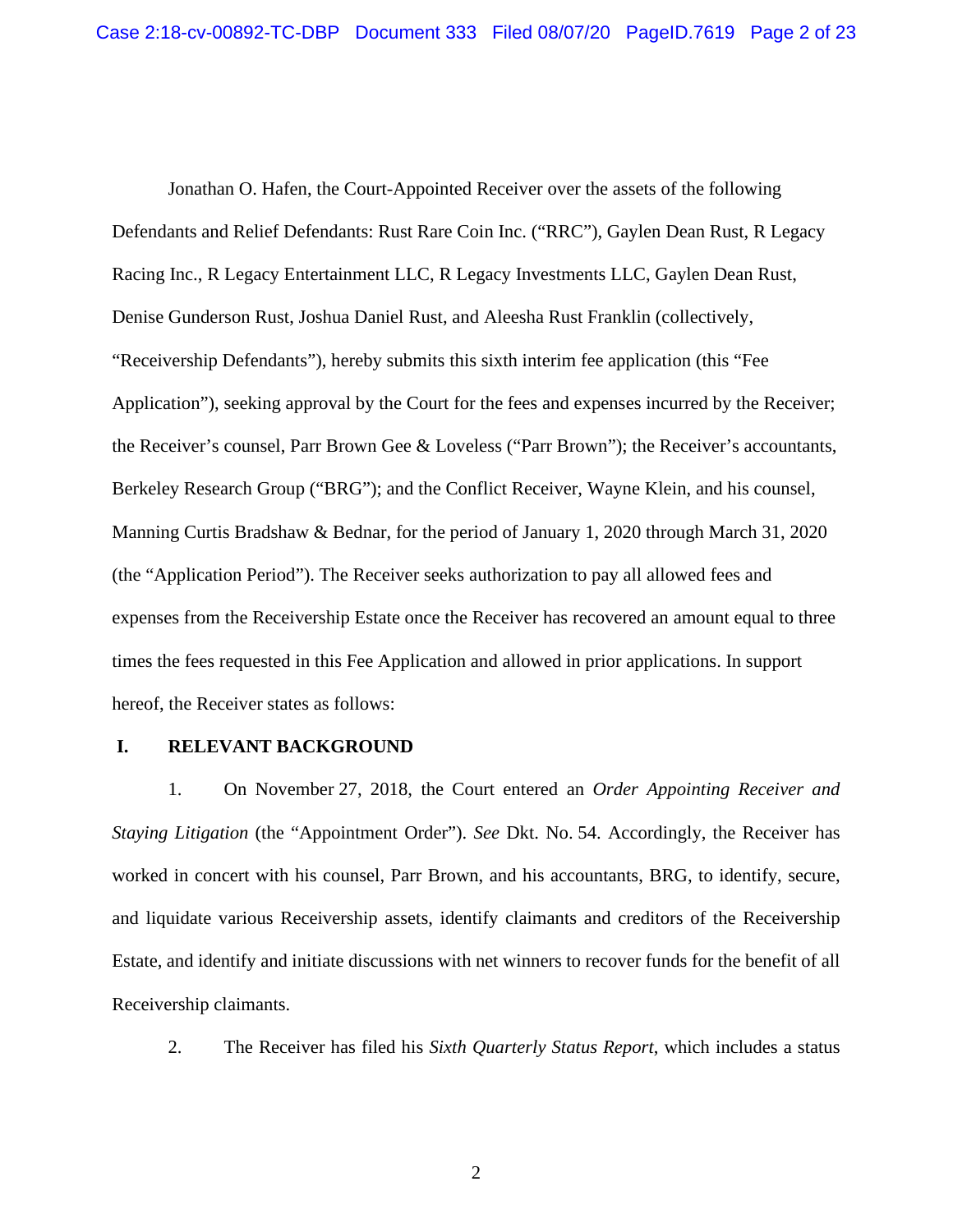Jonathan O. Hafen, the Court-Appointed Receiver over the assets of the following Defendants and Relief Defendants: Rust Rare Coin Inc. ("RRC"), Gaylen Dean Rust, R Legacy Racing Inc., R Legacy Entertainment LLC, R Legacy Investments LLC, Gaylen Dean Rust, Denise Gunderson Rust, Joshua Daniel Rust, and Aleesha Rust Franklin (collectively, "Receivership Defendants"), hereby submits this sixth interim fee application (this "Fee Application"), seeking approval by the Court for the fees and expenses incurred by the Receiver; the Receiver's counsel, Parr Brown Gee & Loveless ("Parr Brown"); the Receiver's accountants, Berkeley Research Group ("BRG"); and the Conflict Receiver, Wayne Klein, and his counsel, Manning Curtis Bradshaw & Bednar, for the period of January 1, 2020 through March 31, 2020 (the "Application Period"). The Receiver seeks authorization to pay all allowed fees and expenses from the Receivership Estate once the Receiver has recovered an amount equal to three times the fees requested in this Fee Application and allowed in prior applications. In support hereof, the Receiver states as follows:

## I. RELEVANT BACKGROUND

1. On November 27, 2018, the Court entered an *Order Appointing Receiver and Staying Litigation* (the "Appointment Order"). *See* Dkt. No. 54. Accordingly, the Receiver has worked in concert with his counsel, Parr Brown, and his accountants, BRG, to identify, secure, and liquidate various Receivership assets, identify claimants and creditors of the Receivership Estate, and identify and initiate discussions with net winners to recover funds for the benefit of all Receivership claimants.

2. The Receiver has filed his *Sixth Quarterly Status Report*, which includes a status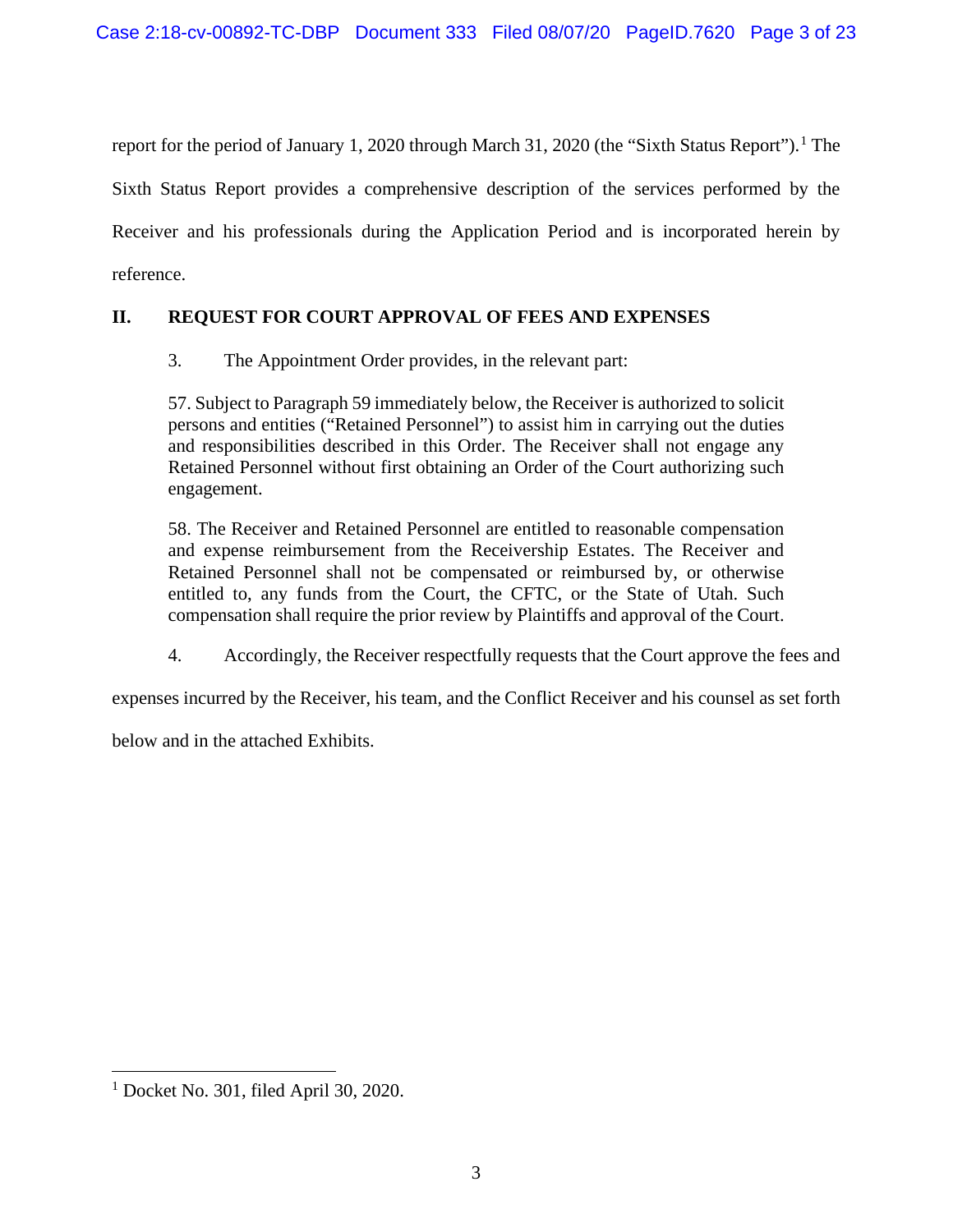report for the period of January 1, 2020 through March 31, 2020 (the "Sixth Status Report").[1] The Sixth Status Report provides a comprehensive description of the services performed by the Receiver and his professionals during the Application Period and is incorporated herein by reference.

## II. REQUEST FOR COURT APPROVAL OF FEES AND EXPENSES

3. The Appointment Order provides, in the relevant part:

> 57. Subject to Paragraph 59 immediately below, the Receiver is authorized to solicit persons and entities ("Retained Personnel") to assist him in carrying out the duties and responsibilities described in this Order. The Receiver shall not engage any Retained Personnel without first obtaining an Order of the Court authorizing such engagement.
>
> 58. The Receiver and Retained Personnel are entitled to reasonable compensation and expense reimbursement from the Receivership Estates. The Receiver and Retained Personnel shall not be compensated or reimbursed by, or otherwise entitled to, any funds from the Court, the CFTC, or the State of Utah. Such compensation shall require the prior review by Plaintiffs and approval of the Court.

4. Accordingly, the Receiver respectfully requests that the Court approve the fees and expenses incurred by the Receiver, his team, and the Conflict Receiver and his counsel as set forth below and in the attached Exhibits.

---

[1] Docket No. 301, filed April 30, 2020.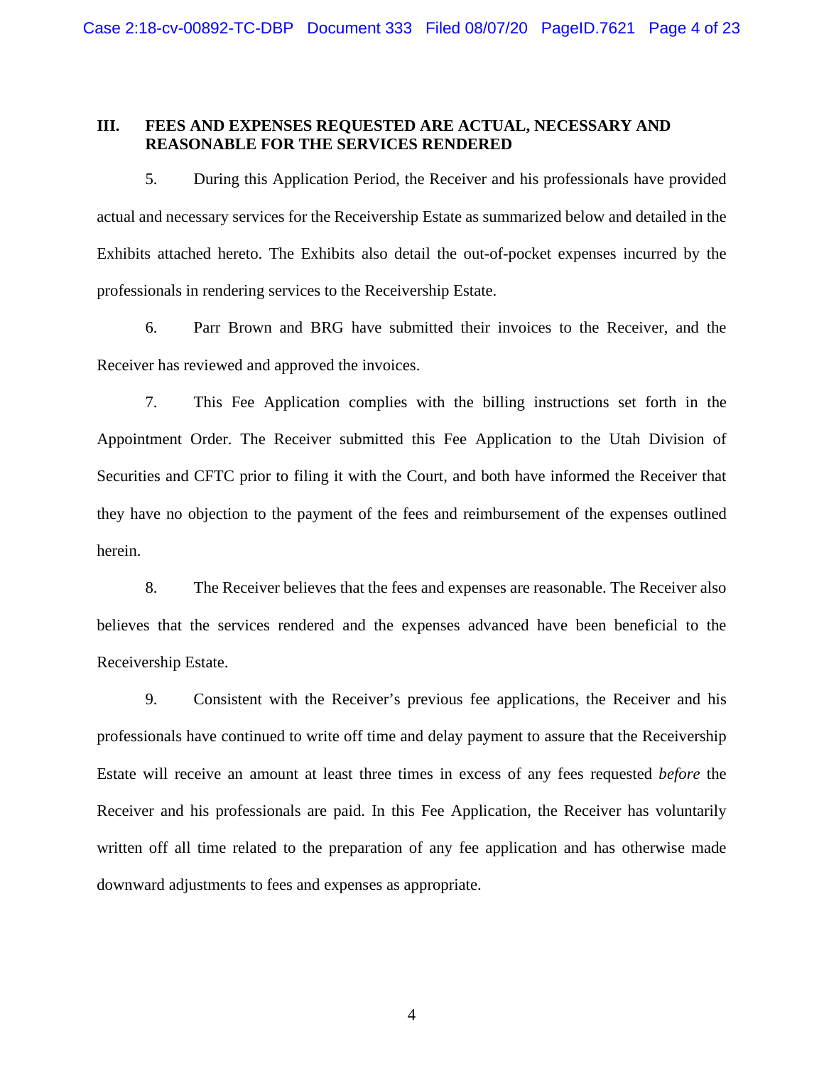## III. FEES AND EXPENSES REQUESTED ARE ACTUAL, NECESSARY AND REASONABLE FOR THE SERVICES RENDERED

5. During this Application Period, the Receiver and his professionals have provided actual and necessary services for the Receivership Estate as summarized below and detailed in the Exhibits attached hereto. The Exhibits also detail the out-of-pocket expenses incurred by the professionals in rendering services to the Receivership Estate.

6. Parr Brown and BRG have submitted their invoices to the Receiver, and the Receiver has reviewed and approved the invoices.

7. This Fee Application complies with the billing instructions set forth in the Appointment Order. The Receiver submitted this Fee Application to the Utah Division of Securities and CFTC prior to filing it with the Court, and both have informed the Receiver that they have no objection to the payment of the fees and reimbursement of the expenses outlined herein.

8. The Receiver believes that the fees and expenses are reasonable. The Receiver also believes that the services rendered and the expenses advanced have been beneficial to the Receivership Estate.

9. Consistent with the Receiver's previous fee applications, the Receiver and his professionals have continued to write off time and delay payment to assure that the Receivership Estate will receive an amount at least three times in excess of any fees requested *before* the Receiver and his professionals are paid. In this Fee Application, the Receiver has voluntarily written off all time related to the preparation of any fee application and has otherwise made downward adjustments to fees and expenses as appropriate.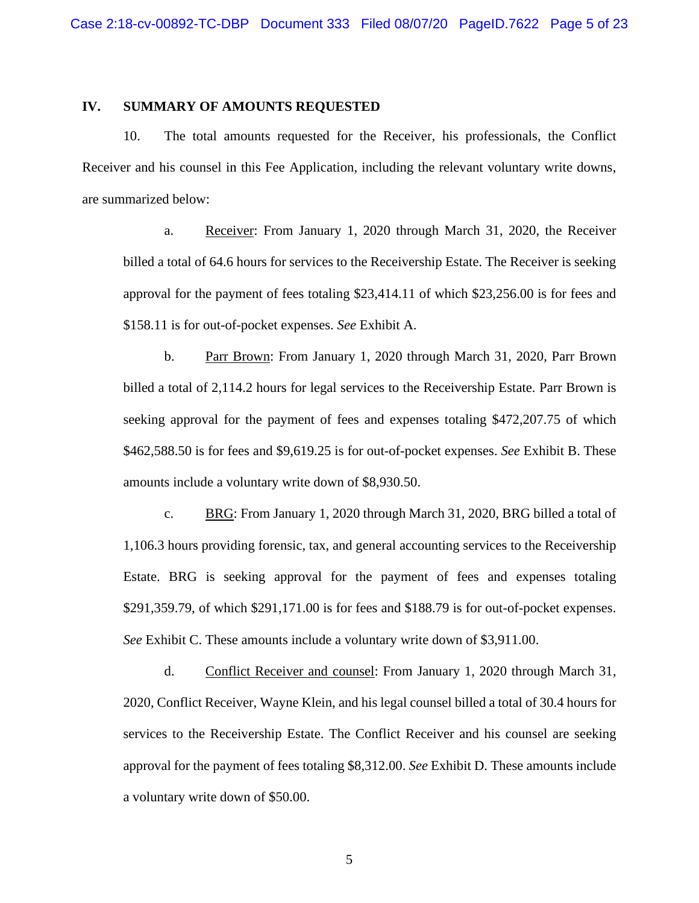## IV. SUMMARY OF AMOUNTS REQUESTED

10. The total amounts requested for the Receiver, his professionals, the Conflict Receiver and his counsel in this Fee Application, including the relevant voluntary write downs, are summarized below:

a. Receiver: From January 1, 2020 through March 31, 2020, the Receiver billed a total of 64.6 hours for services to the Receivership Estate. The Receiver is seeking approval for the payment of fees totaling $23,414.11 of which $23,256.00 is for fees and $158.11 is for out-of-pocket expenses. *See* Exhibit A.

b. Parr Brown: From January 1, 2020 through March 31, 2020, Parr Brown billed a total of 2,114.2 hours for legal services to the Receivership Estate. Parr Brown is seeking approval for the payment of fees and expenses totaling $472,207.75 of which $462,588.50 is for fees and $9,619.25 is for out-of-pocket expenses. *See* Exhibit B. These amounts include a voluntary write down of $8,930.50.

c. BRG: From January 1, 2020 through March 31, 2020, BRG billed a total of 1,106.3 hours providing forensic, tax, and general accounting services to the Receivership Estate. BRG is seeking approval for the payment of fees and expenses totaling $291,359.79, of which $291,171.00 is for fees and $188.79 is for out-of-pocket expenses. *See* Exhibit C. These amounts include a voluntary write down of $3,911.00.

d. Conflict Receiver and counsel: From January 1, 2020 through March 31, 2020, Conflict Receiver, Wayne Klein, and his legal counsel billed a total of 30.4 hours for services to the Receivership Estate. The Conflict Receiver and his counsel are seeking approval for the payment of fees totaling $8,312.00. *See* Exhibit D. These amounts include a voluntary write down of $50.00.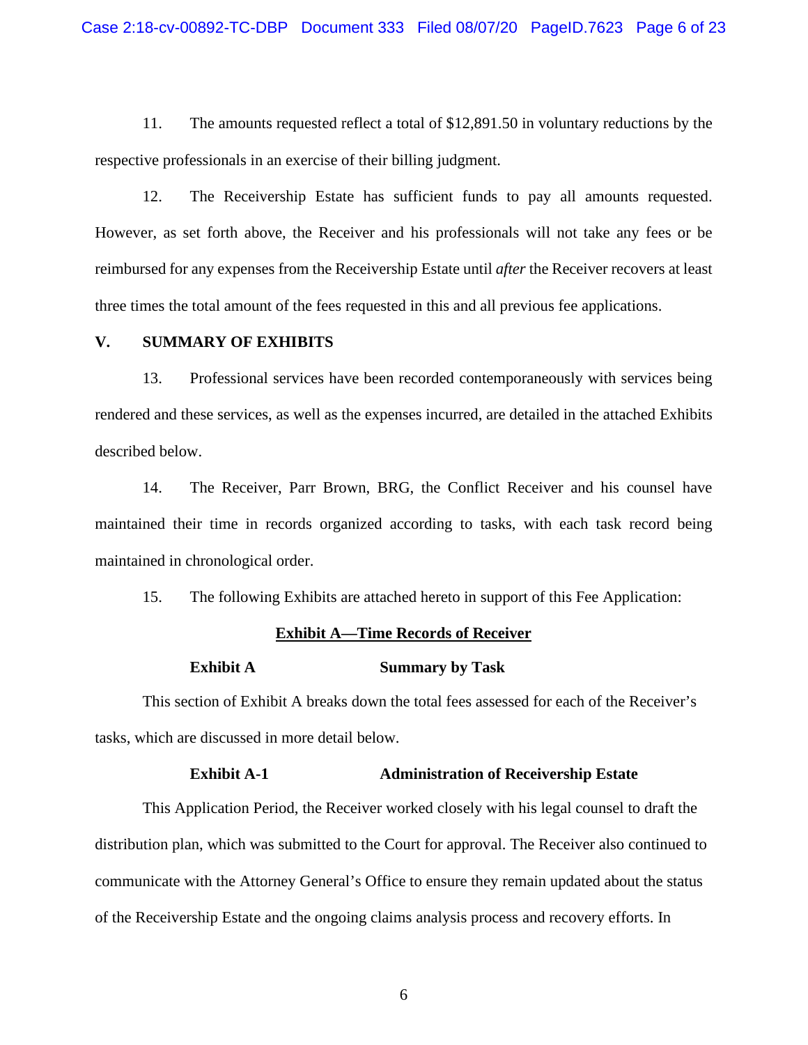11. The amounts requested reflect a total of $12,891.50 in voluntary reductions by the respective professionals in an exercise of their billing judgment.

12. The Receivership Estate has sufficient funds to pay all amounts requested. However, as set forth above, the Receiver and his professionals will not take any fees or be reimbursed for any expenses from the Receivership Estate until *after* the Receiver recovers at least three times the total amount of the fees requested in this and all previous fee applications.

## V. SUMMARY OF EXHIBITS

13. Professional services have been recorded contemporaneously with services being rendered and these services, as well as the expenses incurred, are detailed in the attached Exhibits described below.

14. The Receiver, Parr Brown, BRG, the Conflict Receiver and his counsel have maintained their time in records organized according to tasks, with each task record being maintained in chronological order.

15. The following Exhibits are attached hereto in support of this Fee Application:

**Exhibit A—Time Records of Receiver**

**Exhibit A** **Summary by Task**

This section of Exhibit A breaks down the total fees assessed for each of the Receiver's tasks, which are discussed in more detail below.

**Exhibit A-1** **Administration of Receivership Estate**

This Application Period, the Receiver worked closely with his legal counsel to draft the distribution plan, which was submitted to the Court for approval. The Receiver also continued to communicate with the Attorney General's Office to ensure they remain updated about the status of the Receivership Estate and the ongoing claims analysis process and recovery efforts. In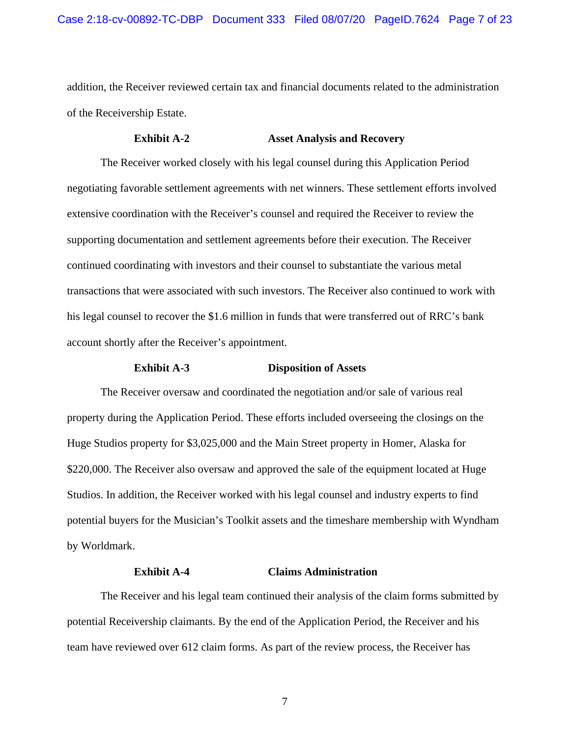addition, the Receiver reviewed certain tax and financial documents related to the administration of the Receivership Estate.

**Exhibit A-2 Asset Analysis and Recovery**

The Receiver worked closely with his legal counsel during this Application Period negotiating favorable settlement agreements with net winners. These settlement efforts involved extensive coordination with the Receiver's counsel and required the Receiver to review the supporting documentation and settlement agreements before their execution. The Receiver continued coordinating with investors and their counsel to substantiate the various metal transactions that were associated with such investors. The Receiver also continued to work with his legal counsel to recover the $1.6 million in funds that were transferred out of RRC's bank account shortly after the Receiver's appointment.

**Exhibit A-3 Disposition of Assets**

The Receiver oversaw and coordinated the negotiation and/or sale of various real property during the Application Period. These efforts included overseeing the closings on the Huge Studios property for $3,025,000 and the Main Street property in Homer, Alaska for $220,000. The Receiver also oversaw and approved the sale of the equipment located at Huge Studios. In addition, the Receiver worked with his legal counsel and industry experts to find potential buyers for the Musician's Toolkit assets and the timeshare membership with Wyndham by Worldmark.

**Exhibit A-4 Claims Administration**

The Receiver and his legal team continued their analysis of the claim forms submitted by potential Receivership claimants. By the end of the Application Period, the Receiver and his team have reviewed over 612 claim forms. As part of the review process, the Receiver has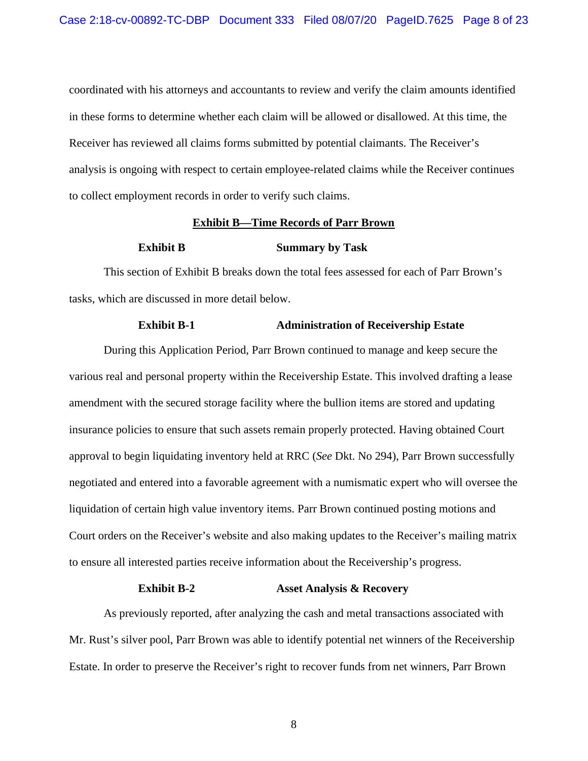coordinated with his attorneys and accountants to review and verify the claim amounts identified in these forms to determine whether each claim will be allowed or disallowed. At this time, the Receiver has reviewed all claims forms submitted by potential claimants. The Receiver's analysis is ongoing with respect to certain employee-related claims while the Receiver continues to collect employment records in order to verify such claims.

**Exhibit B—Time Records of Parr Brown**

**Exhibit B Summary by Task**

This section of Exhibit B breaks down the total fees assessed for each of Parr Brown's tasks, which are discussed in more detail below.

**Exhibit B-1 Administration of Receivership Estate**

During this Application Period, Parr Brown continued to manage and keep secure the various real and personal property within the Receivership Estate. This involved drafting a lease amendment with the secured storage facility where the bullion items are stored and updating insurance policies to ensure that such assets remain properly protected. Having obtained Court approval to begin liquidating inventory held at RRC (*See* Dkt. No 294), Parr Brown successfully negotiated and entered into a favorable agreement with a numismatic expert who will oversee the liquidation of certain high value inventory items. Parr Brown continued posting motions and Court orders on the Receiver's website and also making updates to the Receiver's mailing matrix to ensure all interested parties receive information about the Receivership's progress.

**Exhibit B-2 Asset Analysis & Recovery**

As previously reported, after analyzing the cash and metal transactions associated with Mr. Rust's silver pool, Parr Brown was able to identify potential net winners of the Receivership Estate. In order to preserve the Receiver's right to recover funds from net winners, Parr Brown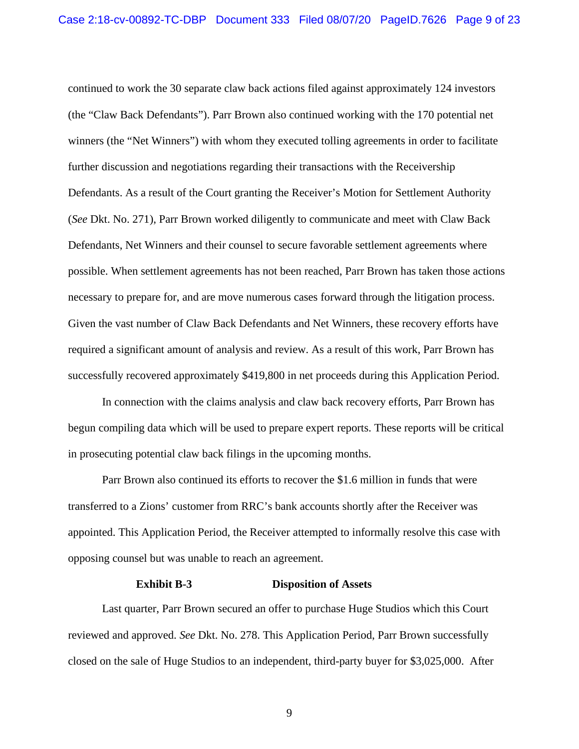continued to work the 30 separate claw back actions filed against approximately 124 investors (the "Claw Back Defendants"). Parr Brown also continued working with the 170 potential net winners (the "Net Winners") with whom they executed tolling agreements in order to facilitate further discussion and negotiations regarding their transactions with the Receivership Defendants. As a result of the Court granting the Receiver's Motion for Settlement Authority (*See* Dkt. No. 271), Parr Brown worked diligently to communicate and meet with Claw Back Defendants, Net Winners and their counsel to secure favorable settlement agreements where possible. When settlement agreements has not been reached, Parr Brown has taken those actions necessary to prepare for, and are move numerous cases forward through the litigation process. Given the vast number of Claw Back Defendants and Net Winners, these recovery efforts have required a significant amount of analysis and review. As a result of this work, Parr Brown has successfully recovered approximately $419,800 in net proceeds during this Application Period.

In connection with the claims analysis and claw back recovery efforts, Parr Brown has begun compiling data which will be used to prepare expert reports. These reports will be critical in prosecuting potential claw back filings in the upcoming months.

Parr Brown also continued its efforts to recover the $1.6 million in funds that were transferred to a Zions' customer from RRC's bank accounts shortly after the Receiver was appointed. This Application Period, the Receiver attempted to informally resolve this case with opposing counsel but was unable to reach an agreement.

**Exhibit B-3 Disposition of Assets**

Last quarter, Parr Brown secured an offer to purchase Huge Studios which this Court reviewed and approved. *See* Dkt. No. 278. This Application Period, Parr Brown successfully closed on the sale of Huge Studios to an independent, third-party buyer for $3,025,000. After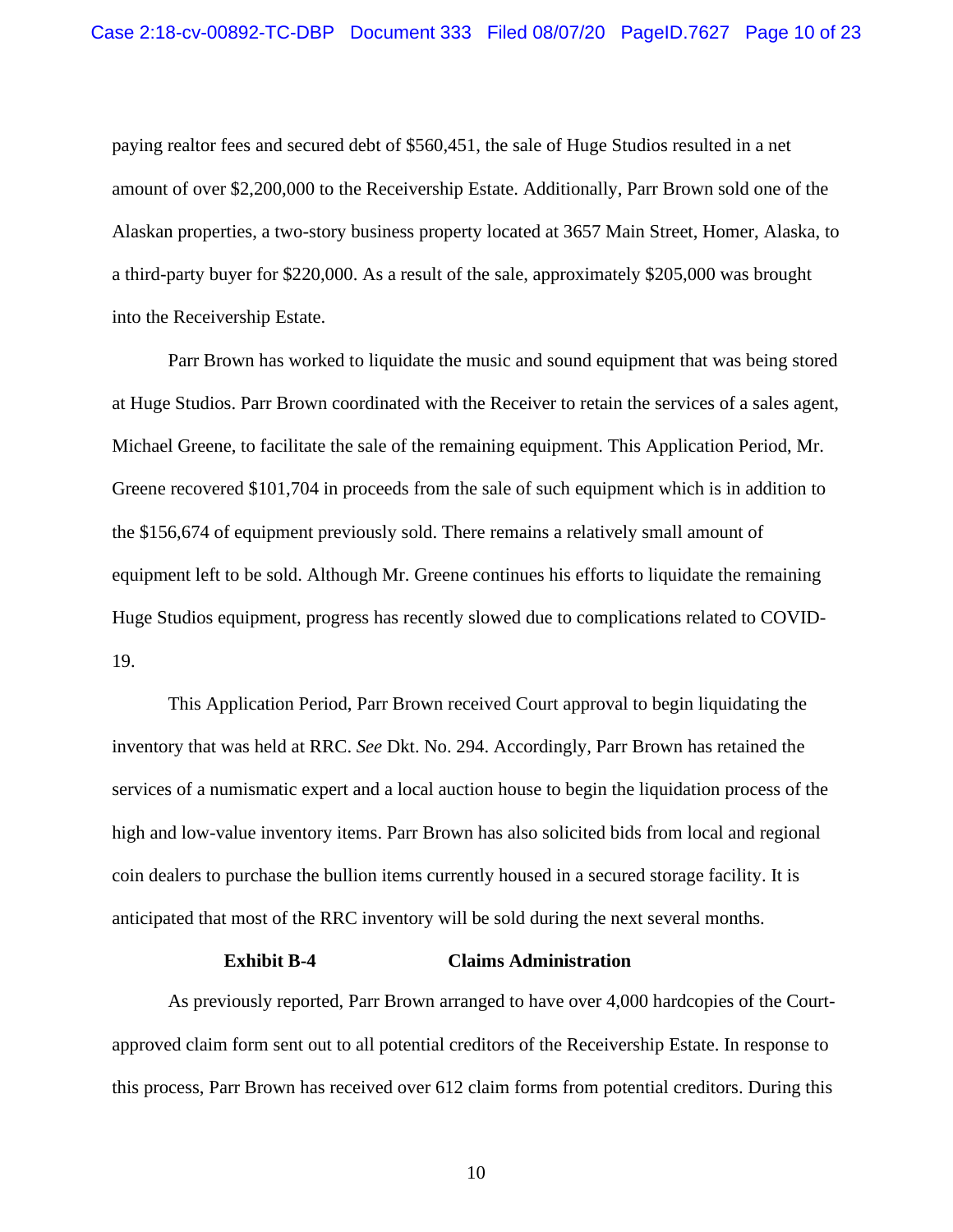paying realtor fees and secured debt of $560,451, the sale of Huge Studios resulted in a net amount of over $2,200,000 to the Receivership Estate. Additionally, Parr Brown sold one of the Alaskan properties, a two-story business property located at 3657 Main Street, Homer, Alaska, to a third-party buyer for $220,000. As a result of the sale, approximately $205,000 was brought into the Receivership Estate.

Parr Brown has worked to liquidate the music and sound equipment that was being stored at Huge Studios. Parr Brown coordinated with the Receiver to retain the services of a sales agent, Michael Greene, to facilitate the sale of the remaining equipment. This Application Period, Mr. Greene recovered $101,704 in proceeds from the sale of such equipment which is in addition to the $156,674 of equipment previously sold. There remains a relatively small amount of equipment left to be sold. Although Mr. Greene continues his efforts to liquidate the remaining Huge Studios equipment, progress has recently slowed due to complications related to COVID-19.

This Application Period, Parr Brown received Court approval to begin liquidating the inventory that was held at RRC. *See* Dkt. No. 294. Accordingly, Parr Brown has retained the services of a numismatic expert and a local auction house to begin the liquidation process of the high and low-value inventory items. Parr Brown has also solicited bids from local and regional coin dealers to purchase the bullion items currently housed in a secured storage facility. It is anticipated that most of the RRC inventory will be sold during the next several months.

**Exhibit B-4 Claims Administration**

As previously reported, Parr Brown arranged to have over 4,000 hardcopies of the Court-approved claim form sent out to all potential creditors of the Receivership Estate. In response to this process, Parr Brown has received over 612 claim forms from potential creditors. During this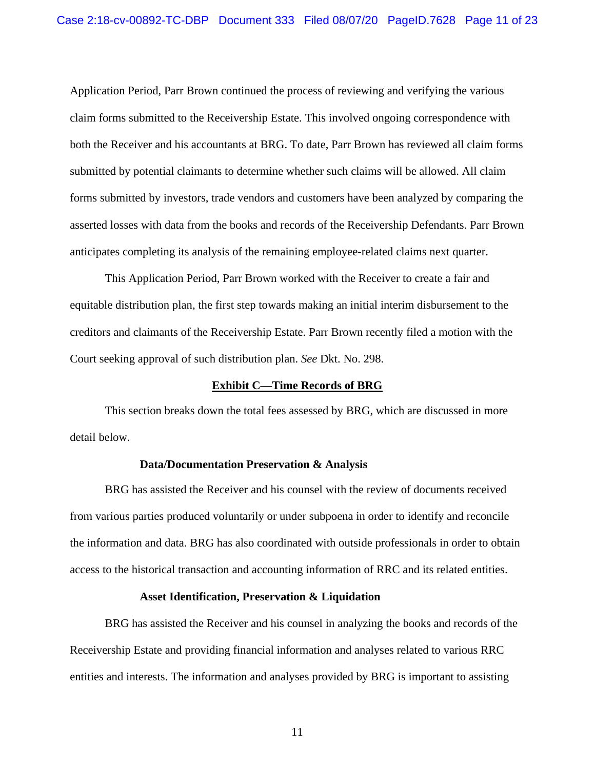Application Period, Parr Brown continued the process of reviewing and verifying the various claim forms submitted to the Receivership Estate. This involved ongoing correspondence with both the Receiver and his accountants at BRG. To date, Parr Brown has reviewed all claim forms submitted by potential claimants to determine whether such claims will be allowed. All claim forms submitted by investors, trade vendors and customers have been analyzed by comparing the asserted losses with data from the books and records of the Receivership Defendants. Parr Brown anticipates completing its analysis of the remaining employee-related claims next quarter.

This Application Period, Parr Brown worked with the Receiver to create a fair and equitable distribution plan, the first step towards making an initial interim disbursement to the creditors and claimants of the Receivership Estate. Parr Brown recently filed a motion with the Court seeking approval of such distribution plan. *See* Dkt. No. 298.

## Exhibit C—Time Records of BRG

This section breaks down the total fees assessed by BRG, which are discussed in more detail below.

### Data/Documentation Preservation & Analysis

BRG has assisted the Receiver and his counsel with the review of documents received from various parties produced voluntarily or under subpoena in order to identify and reconcile the information and data. BRG has also coordinated with outside professionals in order to obtain access to the historical transaction and accounting information of RRC and its related entities.

### Asset Identification, Preservation & Liquidation

BRG has assisted the Receiver and his counsel in analyzing the books and records of the Receivership Estate and providing financial information and analyses related to various RRC entities and interests. The information and analyses provided by BRG is important to assisting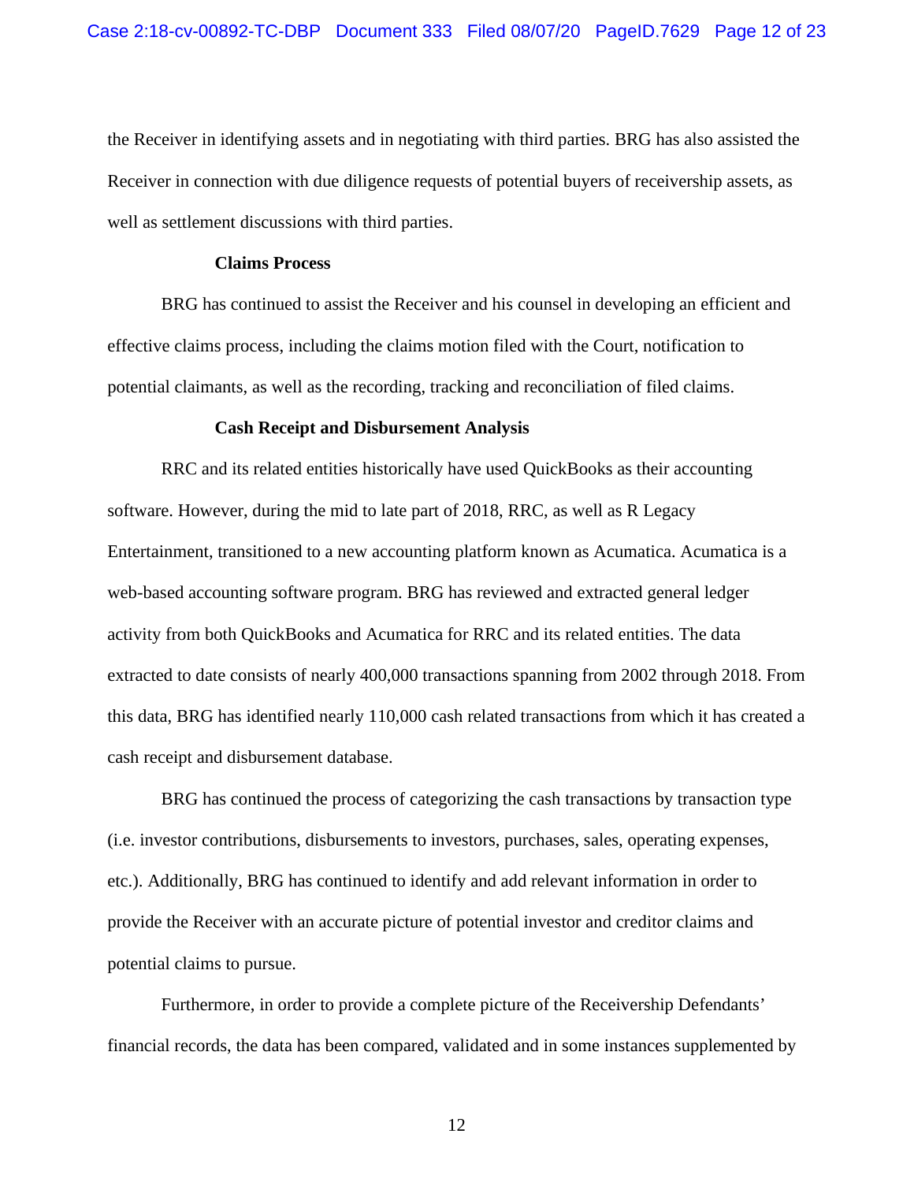the Receiver in identifying assets and in negotiating with third parties. BRG has also assisted the Receiver in connection with due diligence requests of potential buyers of receivership assets, as well as settlement discussions with third parties.

**Claims Process**

BRG has continued to assist the Receiver and his counsel in developing an efficient and effective claims process, including the claims motion filed with the Court, notification to potential claimants, as well as the recording, tracking and reconciliation of filed claims.

**Cash Receipt and Disbursement Analysis**

RRC and its related entities historically have used QuickBooks as their accounting software. However, during the mid to late part of 2018, RRC, as well as R Legacy Entertainment, transitioned to a new accounting platform known as Acumatica. Acumatica is a web-based accounting software program. BRG has reviewed and extracted general ledger activity from both QuickBooks and Acumatica for RRC and its related entities. The data extracted to date consists of nearly 400,000 transactions spanning from 2002 through 2018. From this data, BRG has identified nearly 110,000 cash related transactions from which it has created a cash receipt and disbursement database.

BRG has continued the process of categorizing the cash transactions by transaction type (i.e. investor contributions, disbursements to investors, purchases, sales, operating expenses, etc.). Additionally, BRG has continued to identify and add relevant information in order to provide the Receiver with an accurate picture of potential investor and creditor claims and potential claims to pursue.

Furthermore, in order to provide a complete picture of the Receivership Defendants' financial records, the data has been compared, validated and in some instances supplemented by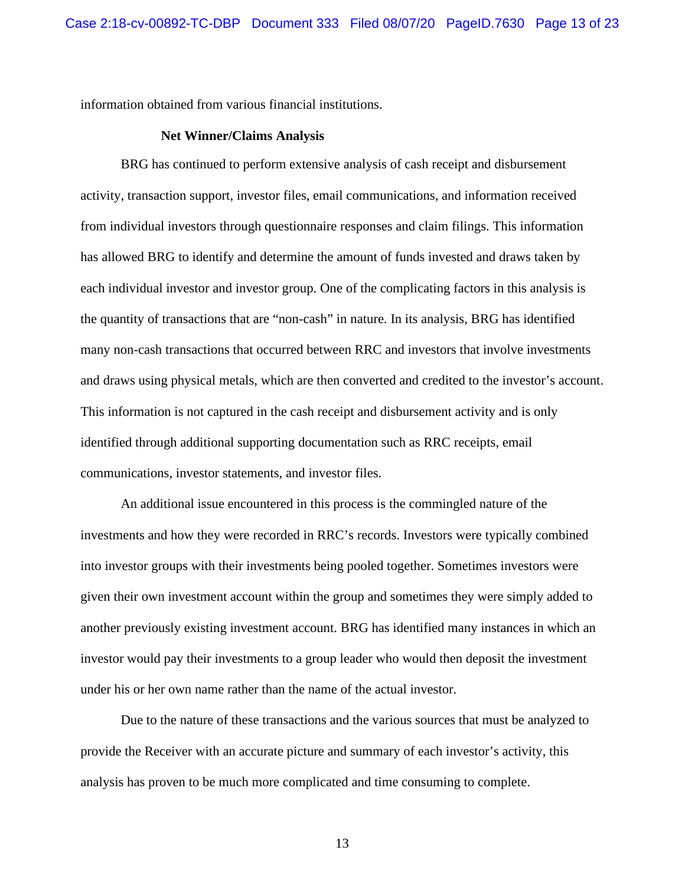information obtained from various financial institutions.

**Net Winner/Claims Analysis**

BRG has continued to perform extensive analysis of cash receipt and disbursement activity, transaction support, investor files, email communications, and information received from individual investors through questionnaire responses and claim filings. This information has allowed BRG to identify and determine the amount of funds invested and draws taken by each individual investor and investor group. One of the complicating factors in this analysis is the quantity of transactions that are "non-cash" in nature. In its analysis, BRG has identified many non-cash transactions that occurred between RRC and investors that involve investments and draws using physical metals, which are then converted and credited to the investor's account. This information is not captured in the cash receipt and disbursement activity and is only identified through additional supporting documentation such as RRC receipts, email communications, investor statements, and investor files.

An additional issue encountered in this process is the commingled nature of the investments and how they were recorded in RRC's records. Investors were typically combined into investor groups with their investments being pooled together. Sometimes investors were given their own investment account within the group and sometimes they were simply added to another previously existing investment account. BRG has identified many instances in which an investor would pay their investments to a group leader who would then deposit the investment under his or her own name rather than the name of the actual investor.

Due to the nature of these transactions and the various sources that must be analyzed to provide the Receiver with an accurate picture and summary of each investor's activity, this analysis has proven to be much more complicated and time consuming to complete.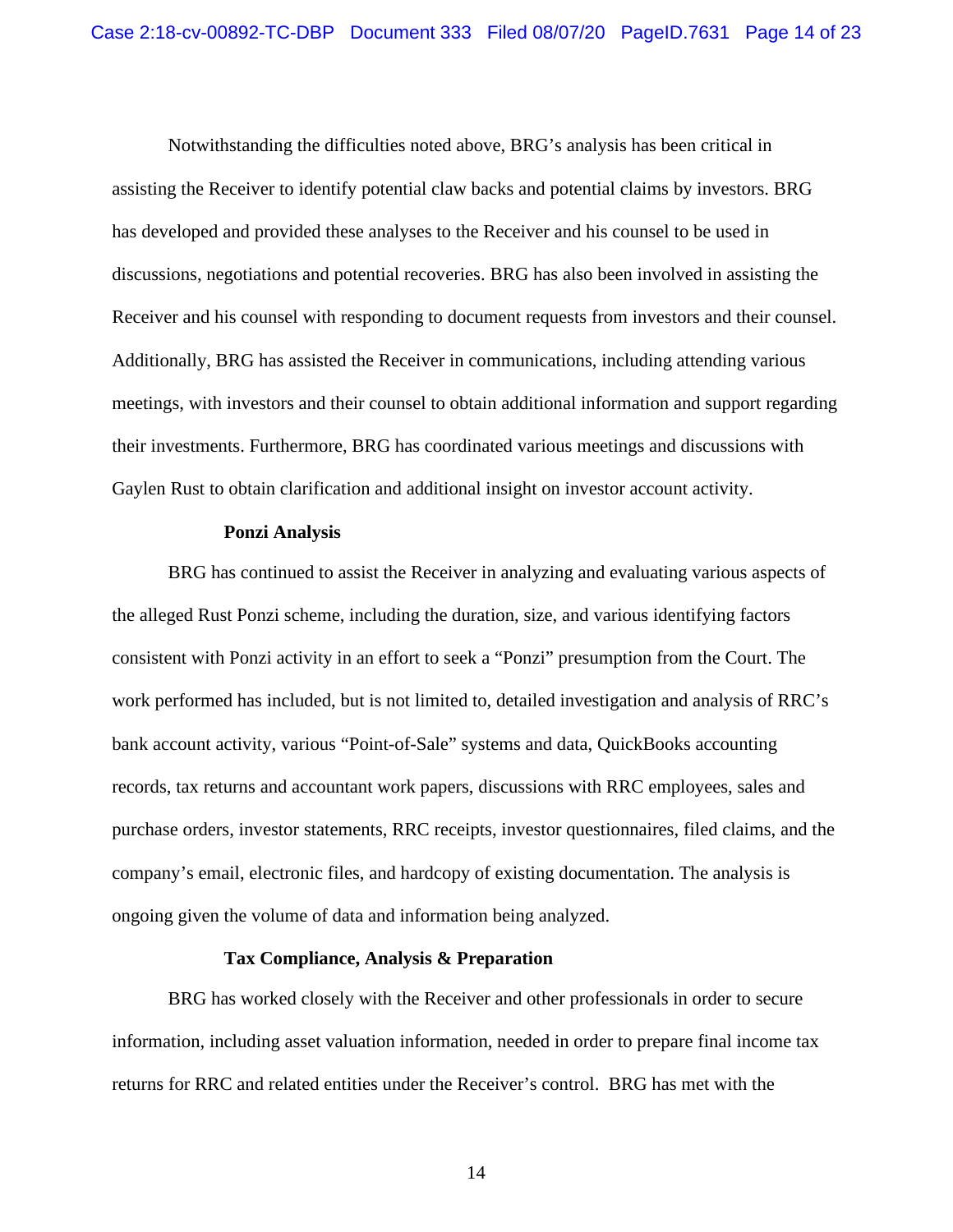Notwithstanding the difficulties noted above, BRG's analysis has been critical in assisting the Receiver to identify potential claw backs and potential claims by investors. BRG has developed and provided these analyses to the Receiver and his counsel to be used in discussions, negotiations and potential recoveries. BRG has also been involved in assisting the Receiver and his counsel with responding to document requests from investors and their counsel. Additionally, BRG has assisted the Receiver in communications, including attending various meetings, with investors and their counsel to obtain additional information and support regarding their investments. Furthermore, BRG has coordinated various meetings and discussions with Gaylen Rust to obtain clarification and additional insight on investor account activity.

**Ponzi Analysis**

BRG has continued to assist the Receiver in analyzing and evaluating various aspects of the alleged Rust Ponzi scheme, including the duration, size, and various identifying factors consistent with Ponzi activity in an effort to seek a "Ponzi" presumption from the Court. The work performed has included, but is not limited to, detailed investigation and analysis of RRC's bank account activity, various "Point-of-Sale" systems and data, QuickBooks accounting records, tax returns and accountant work papers, discussions with RRC employees, sales and purchase orders, investor statements, RRC receipts, investor questionnaires, filed claims, and the company's email, electronic files, and hardcopy of existing documentation. The analysis is ongoing given the volume of data and information being analyzed.

**Tax Compliance, Analysis & Preparation**

BRG has worked closely with the Receiver and other professionals in order to secure information, including asset valuation information, needed in order to prepare final income tax returns for RRC and related entities under the Receiver's control. BRG has met with the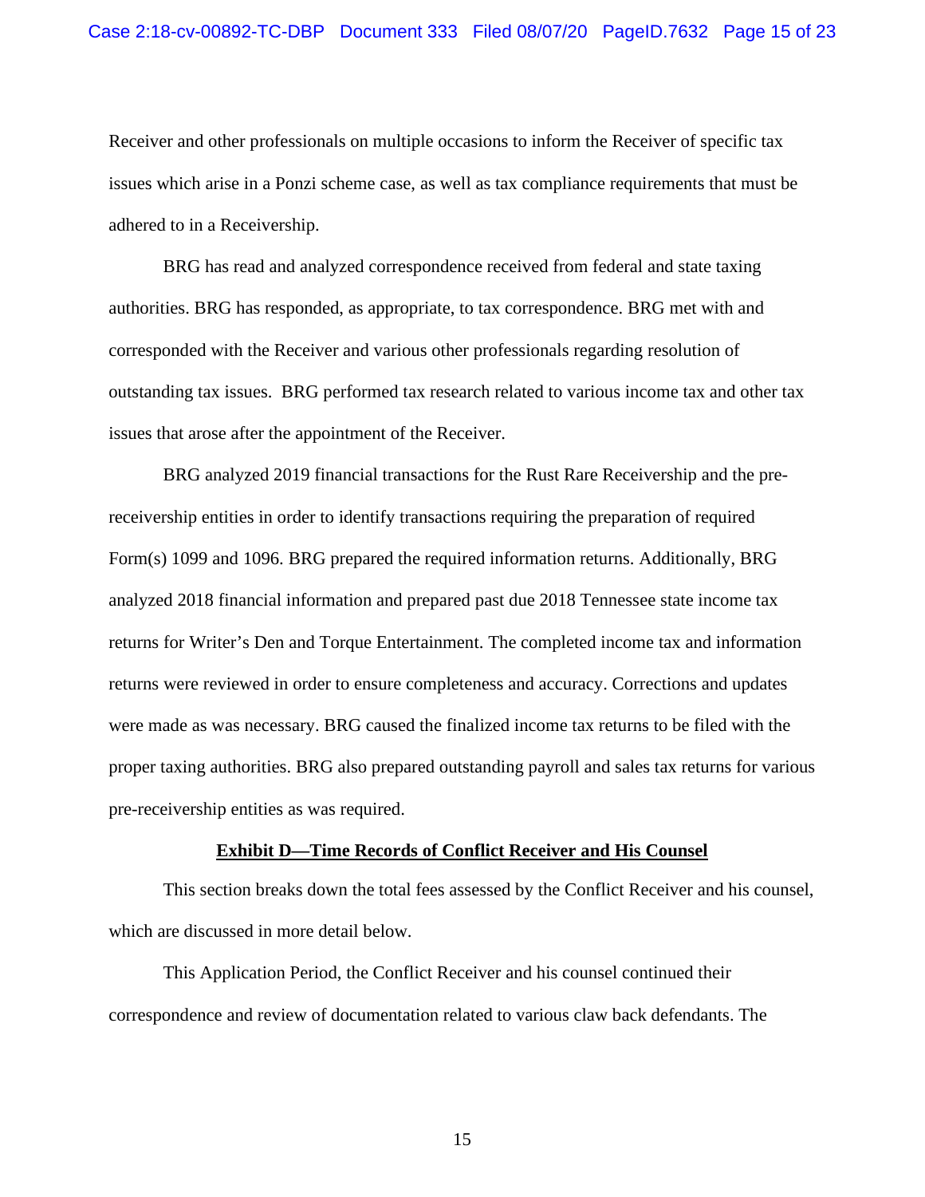Receiver and other professionals on multiple occasions to inform the Receiver of specific tax issues which arise in a Ponzi scheme case, as well as tax compliance requirements that must be adhered to in a Receivership.

BRG has read and analyzed correspondence received from federal and state taxing authorities. BRG has responded, as appropriate, to tax correspondence. BRG met with and corresponded with the Receiver and various other professionals regarding resolution of outstanding tax issues. BRG performed tax research related to various income tax and other tax issues that arose after the appointment of the Receiver.

BRG analyzed 2019 financial transactions for the Rust Rare Receivership and the pre-receivership entities in order to identify transactions requiring the preparation of required Form(s) 1099 and 1096. BRG prepared the required information returns. Additionally, BRG analyzed 2018 financial information and prepared past due 2018 Tennessee state income tax returns for Writer's Den and Torque Entertainment. The completed income tax and information returns were reviewed in order to ensure completeness and accuracy. Corrections and updates were made as was necessary. BRG caused the finalized income tax returns to be filed with the proper taxing authorities. BRG also prepared outstanding payroll and sales tax returns for various pre-receivership entities as was required.

**Exhibit D—Time Records of Conflict Receiver and His Counsel**

This section breaks down the total fees assessed by the Conflict Receiver and his counsel, which are discussed in more detail below.

This Application Period, the Conflict Receiver and his counsel continued their correspondence and review of documentation related to various claw back defendants. The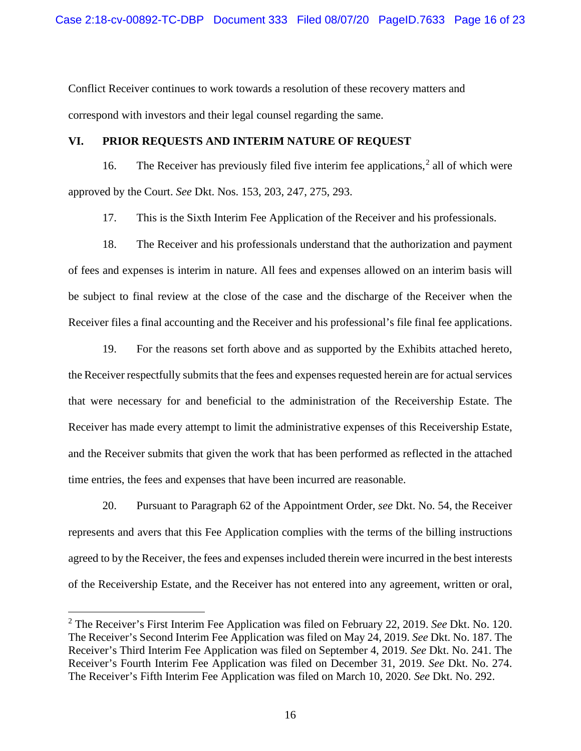Conflict Receiver continues to work towards a resolution of these recovery matters and correspond with investors and their legal counsel regarding the same.

## VI. PRIOR REQUESTS AND INTERIM NATURE OF REQUEST

16. The Receiver has previously filed five interim fee applications,[2] all of which were approved by the Court. *See* Dkt. Nos. 153, 203, 247, 275, 293.

17. This is the Sixth Interim Fee Application of the Receiver and his professionals.

18. The Receiver and his professionals understand that the authorization and payment of fees and expenses is interim in nature. All fees and expenses allowed on an interim basis will be subject to final review at the close of the case and the discharge of the Receiver when the Receiver files a final accounting and the Receiver and his professional's file final fee applications.

19. For the reasons set forth above and as supported by the Exhibits attached hereto, the Receiver respectfully submits that the fees and expenses requested herein are for actual services that were necessary for and beneficial to the administration of the Receivership Estate. The Receiver has made every attempt to limit the administrative expenses of this Receivership Estate, and the Receiver submits that given the work that has been performed as reflected in the attached time entries, the fees and expenses that have been incurred are reasonable.

20. Pursuant to Paragraph 62 of the Appointment Order, *see* Dkt. No. 54, the Receiver represents and avers that this Fee Application complies with the terms of the billing instructions agreed to by the Receiver, the fees and expenses included therein were incurred in the best interests of the Receivership Estate, and the Receiver has not entered into any agreement, written or oral,

---

[2] The Receiver's First Interim Fee Application was filed on February 22, 2019. *See* Dkt. No. 120. The Receiver's Second Interim Fee Application was filed on May 24, 2019. *See* Dkt. No. 187. The Receiver's Third Interim Fee Application was filed on September 4, 2019. *See* Dkt. No. 241. The Receiver's Fourth Interim Fee Application was filed on December 31, 2019. *See* Dkt. No. 274. The Receiver's Fifth Interim Fee Application was filed on March 10, 2020. *See* Dkt. No. 292.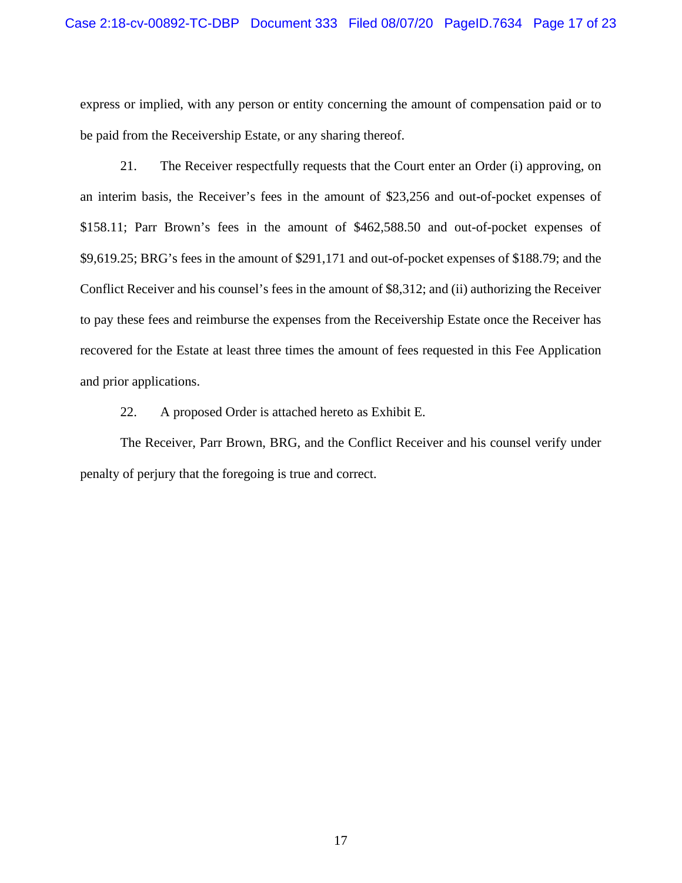express or implied, with any person or entity concerning the amount of compensation paid or to be paid from the Receivership Estate, or any sharing thereof.

21. The Receiver respectfully requests that the Court enter an Order (i) approving, on an interim basis, the Receiver's fees in the amount of $23,256 and out-of-pocket expenses of $158.11; Parr Brown's fees in the amount of $462,588.50 and out-of-pocket expenses of $9,619.25; BRG's fees in the amount of $291,171 and out-of-pocket expenses of $188.79; and the Conflict Receiver and his counsel's fees in the amount of $8,312; and (ii) authorizing the Receiver to pay these fees and reimburse the expenses from the Receivership Estate once the Receiver has recovered for the Estate at least three times the amount of fees requested in this Fee Application and prior applications.

22. A proposed Order is attached hereto as Exhibit E.

The Receiver, Parr Brown, BRG, and the Conflict Receiver and his counsel verify under penalty of perjury that the foregoing is true and correct.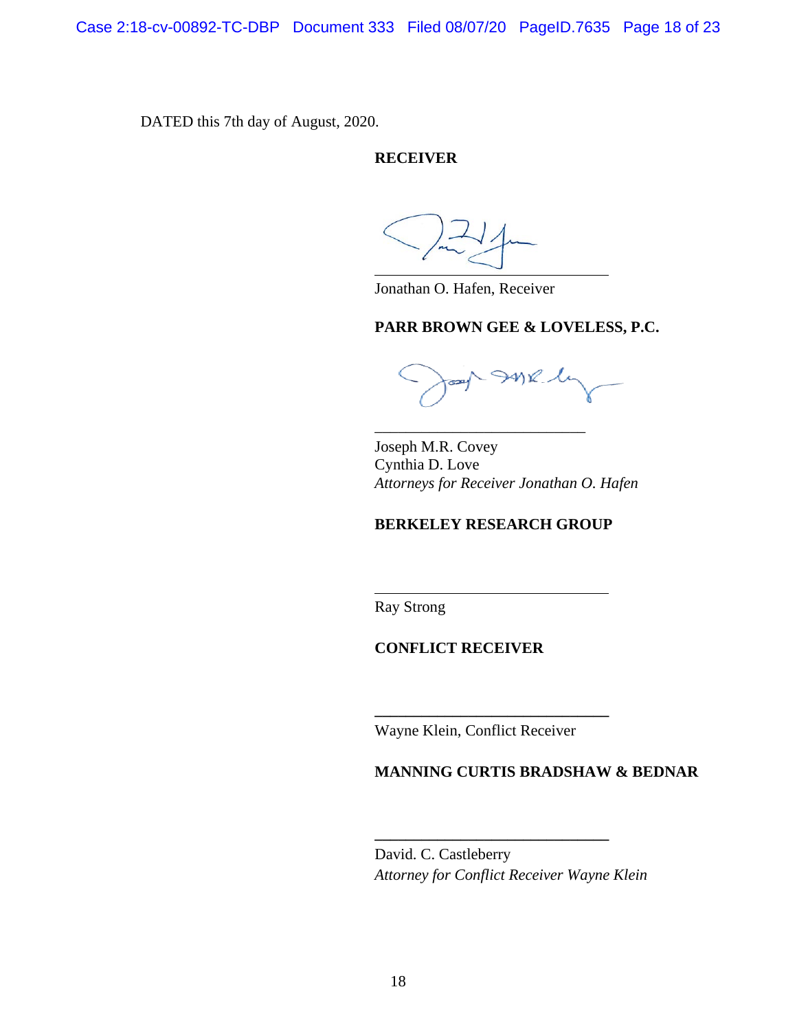DATED this 7th day of August, 2020.

**RECEIVER**

______________________________
Jonathan O. Hafen, Receiver

**PARR BROWN GEE & LOVELESS, P.C.**

______________________________
Joseph M.R. Covey
Cynthia D. Love
*Attorneys for Receiver Jonathan O. Hafen*

**BERKELEY RESEARCH GROUP**

______________________________
Ray Strong

**CONFLICT RECEIVER**

______________________________
Wayne Klein, Conflict Receiver

**MANNING CURTIS BRADSHAW & BEDNAR**

______________________________
David. C. Castleberry
*Attorney for Conflict Receiver Wayne Klein*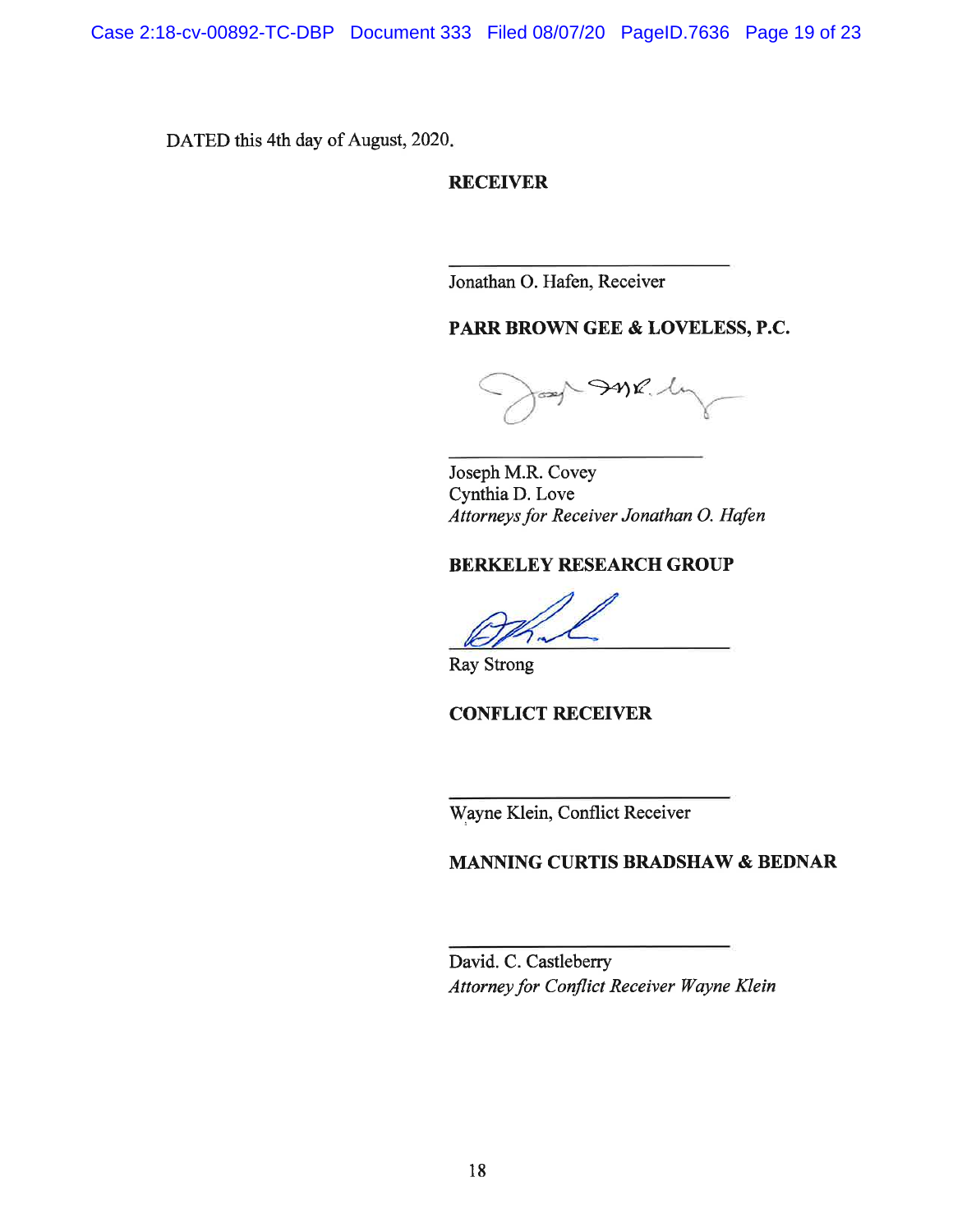DATED this 4th day of August, 2020.

**RECEIVER**

\_\_\_\_\_\_\_\_\_\_\_\_\_\_\_\_\_\_\_\_\_\_\_\_\_\_\_\_\_\_

Jonathan O. Hafen, Receiver

**PARR BROWN GEE & LOVELESS, P.C.**

\_\_\_\_\_\_\_\_\_\_\_\_\_\_\_\_\_\_\_\_\_\_\_\_\_\_\_\_\_\_

Joseph M.R. Covey
Cynthia D. Love
*Attorneys for Receiver Jonathan O. Hafen*

**BERKELEY RESEARCH GROUP**

\_\_\_\_\_\_\_\_\_\_\_\_\_\_\_\_\_\_\_\_\_\_\_\_\_\_\_\_\_\_

Ray Strong

**CONFLICT RECEIVER**

\_\_\_\_\_\_\_\_\_\_\_\_\_\_\_\_\_\_\_\_\_\_\_\_\_\_\_\_\_\_

Wayne Klein, Conflict Receiver

**MANNING CURTIS BRADSHAW & BEDNAR**

\_\_\_\_\_\_\_\_\_\_\_\_\_\_\_\_\_\_\_\_\_\_\_\_\_\_\_\_\_\_

David. C. Castleberry
*Attorney for Conflict Receiver Wayne Klein*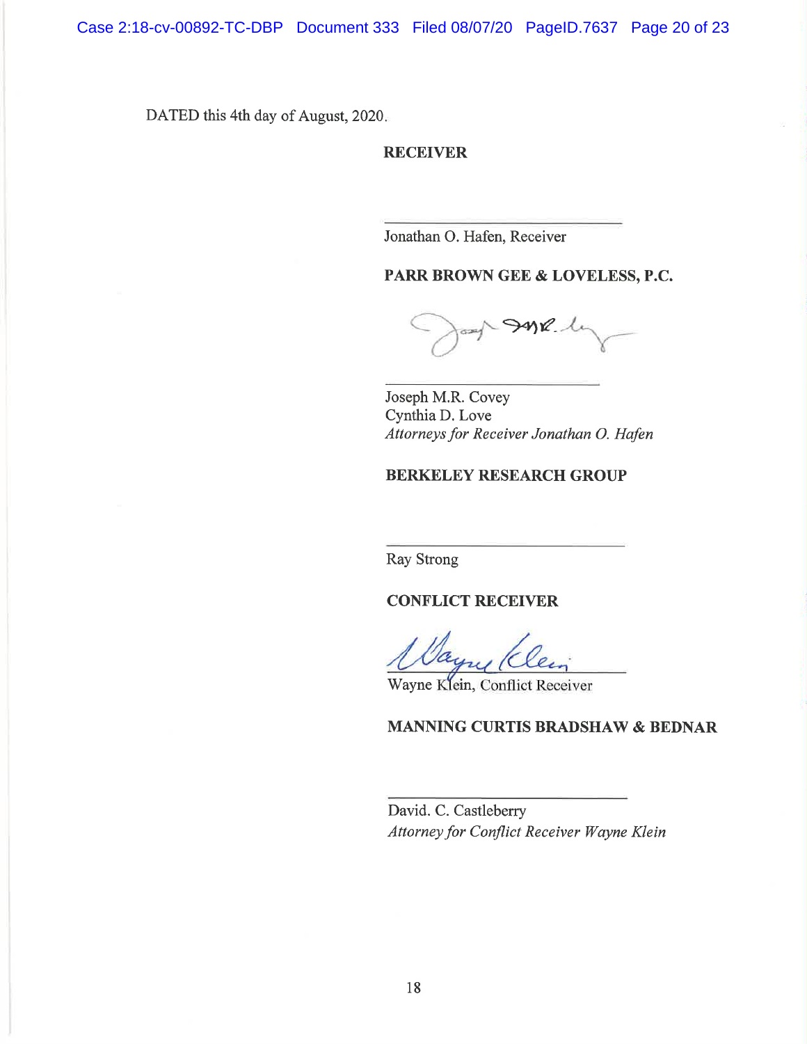DATED this 4th day of August, 2020.

**RECEIVER**

______________________________
Jonathan O. Hafen, Receiver

**PARR BROWN GEE & LOVELESS, P.C.**

______________________________
Joseph M.R. Covey
Cynthia D. Love
*Attorneys for Receiver Jonathan O. Hafen*

**BERKELEY RESEARCH GROUP**

______________________________
Ray Strong

**CONFLICT RECEIVER**

______________________________
Wayne Klein, Conflict Receiver

**MANNING CURTIS BRADSHAW & BEDNAR**

______________________________
David. C. Castleberry
*Attorney for Conflict Receiver Wayne Klein*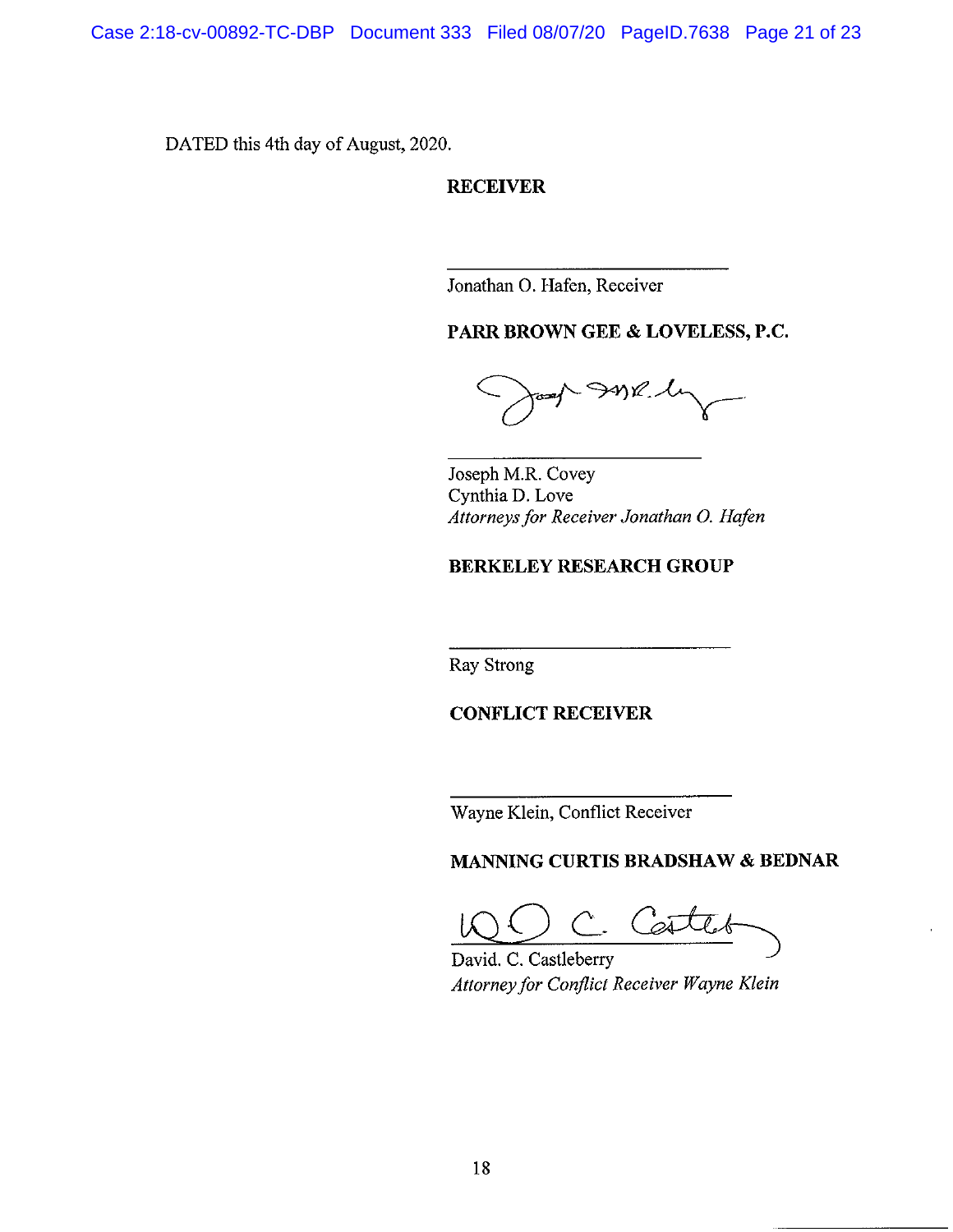DATED this 4th day of August, 2020.

**RECEIVER**

______________________________
Jonathan O. Hafen, Receiver

**PARR BROWN GEE & LOVELESS, P.C.**

______________________________
Joseph M.R. Covey
Cynthia D. Love
*Attorneys for Receiver Jonathan O. Hafen*

**BERKELEY RESEARCH GROUP**

______________________________
Ray Strong

**CONFLICT RECEIVER**

______________________________
Wayne Klein, Conflict Receiver

**MANNING CURTIS BRADSHAW & BEDNAR**

______________________________
David. C. Castleberry
*Attorney for Conflict Receiver Wayne Klein*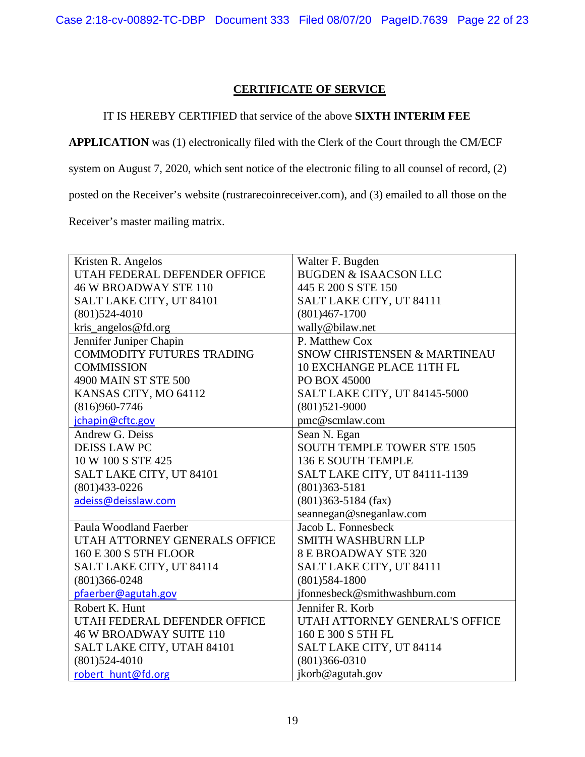## CERTIFICATE OF SERVICE

IT IS HEREBY CERTIFIED that service of the above **SIXTH INTERIM FEE APPLICATION** was (1) electronically filed with the Clerk of the Court through the CM/ECF system on August 7, 2020, which sent notice of the electronic filing to all counsel of record, (2) posted on the Receiver's website (rustrarecoinreceiver.com), and (3) emailed to all those on the Receiver's master mailing matrix.

| | |
|---|---|
| Kristen R. Angelos<br>UTAH FEDERAL DEFENDER OFFICE<br>46 W BROADWAY STE 110<br>SALT LAKE CITY, UT 84101<br>(801)524-4010<br>kris_angelos@fd.org | Walter F. Bugden<br>BUGDEN & ISAACSON LLC<br>445 E 200 S STE 150<br>SALT LAKE CITY, UT 84111<br>(801)467-1700<br>wally@bilaw.net |
| Jennifer Juniper Chapin<br>COMMODITY FUTURES TRADING COMMISSION<br>4900 MAIN ST STE 500<br>KANSAS CITY, MO 64112<br>(816)960-7746<br>jchapin@cftc.gov | P. Matthew Cox<br>SNOW CHRISTENSEN & MARTINEAU<br>10 EXCHANGE PLACE 11TH FL<br>PO BOX 45000<br>SALT LAKE CITY, UT 84145-5000<br>(801)521-9000<br>pmc@scmlaw.com |
| Andrew G. Deiss<br>DEISS LAW PC<br>10 W 100 S STE 425<br>SALT LAKE CITY, UT 84101<br>(801)433-0226<br>adeiss@deisslaw.com | Sean N. Egan<br>SOUTH TEMPLE TOWER STE 1505<br>136 E SOUTH TEMPLE<br>SALT LAKE CITY, UT 84111-1139<br>(801)363-5181<br>(801)363-5184 (fax)<br>seannegan@sneganlaw.com |
| Paula Woodland Faerber<br>UTAH ATTORNEY GENERALS OFFICE<br>160 E 300 S 5TH FLOOR<br>SALT LAKE CITY, UT 84114<br>(801)366-0248<br>pfaerber@agutah.gov | Jacob L. Fonnesbeck<br>SMITH WASHBURN LLP<br>8 E BROADWAY STE 320<br>SALT LAKE CITY, UT 84111<br>(801)584-1800<br>jfonnesbeck@smithwashburn.com |
| Robert K. Hunt<br>UTAH FEDERAL DEFENDER OFFICE<br>46 W BROADWAY SUITE 110<br>SALT LAKE CITY, UTAH 84101<br>(801)524-4010<br>robert_hunt@fd.org | Jennifer R. Korb<br>UTAH ATTORNEY GENERAL'S OFFICE<br>160 E 300 S 5TH FL<br>SALT LAKE CITY, UT 84114<br>(801)366-0310<br>jkorb@agutah.gov |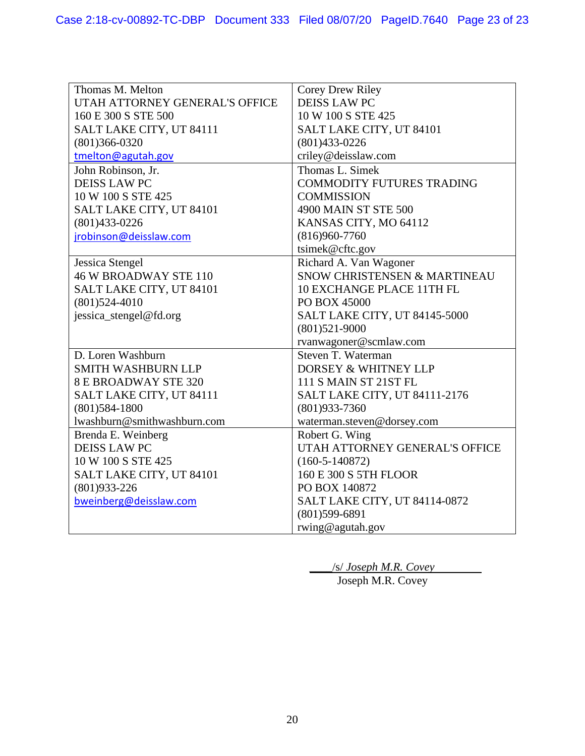| | |
|---|---|
| Thomas M. Melton<br>UTAH ATTORNEY GENERAL'S OFFICE<br>160 E 300 S STE 500<br>SALT LAKE CITY, UT 84111<br>(801)366-0320<br>tmelton@agutah.gov | Corey Drew Riley<br>DEISS LAW PC<br>10 W 100 S STE 425<br>SALT LAKE CITY, UT 84101<br>(801)433-0226<br>criley@deisslaw.com |
| John Robinson, Jr.<br>DEISS LAW PC<br>10 W 100 S STE 425<br>SALT LAKE CITY, UT 84101<br>(801)433-0226<br>jrobinson@deisslaw.com | Thomas L. Simek<br>COMMODITY FUTURES TRADING COMMISSION<br>4900 MAIN ST STE 500<br>KANSAS CITY, MO 64112<br>(816)960-7760<br>tsimek@cftc.gov |
| Jessica Stengel<br>46 W BROADWAY STE 110<br>SALT LAKE CITY, UT 84101<br>(801)524-4010<br>jessica_stengel@fd.org | Richard A. Van Wagoner<br>SNOW CHRISTENSEN & MARTINEAU<br>10 EXCHANGE PLACE 11TH FL<br>PO BOX 45000<br>SALT LAKE CITY, UT 84145-5000<br>(801)521-9000<br>rvanwagoner@scmlaw.com |
| D. Loren Washburn<br>SMITH WASHBURN LLP<br>8 E BROADWAY STE 320<br>SALT LAKE CITY, UT 84111<br>(801)584-1800<br>lwashburn@smithwashburn.com | Steven T. Waterman<br>DORSEY & WHITNEY LLP<br>111 S MAIN ST 21ST FL<br>SALT LAKE CITY, UT 84111-2176<br>(801)933-7360<br>waterman.steven@dorsey.com |
| Brenda E. Weinberg<br>DEISS LAW PC<br>10 W 100 S STE 425<br>SALT LAKE CITY, UT 84101<br>(801)933-226<br>bweinberg@deisslaw.com | Robert G. Wing<br>UTAH ATTORNEY GENERAL'S OFFICE<br>(160-5-140872)<br>160 E 300 S 5TH FLOOR<br>PO BOX 140872<br>SALT LAKE CITY, UT 84114-0872<br>(801)599-6891<br>rwing@agutah.gov |

/s/ *Joseph M.R. Covey*
Joseph M.R. Covey